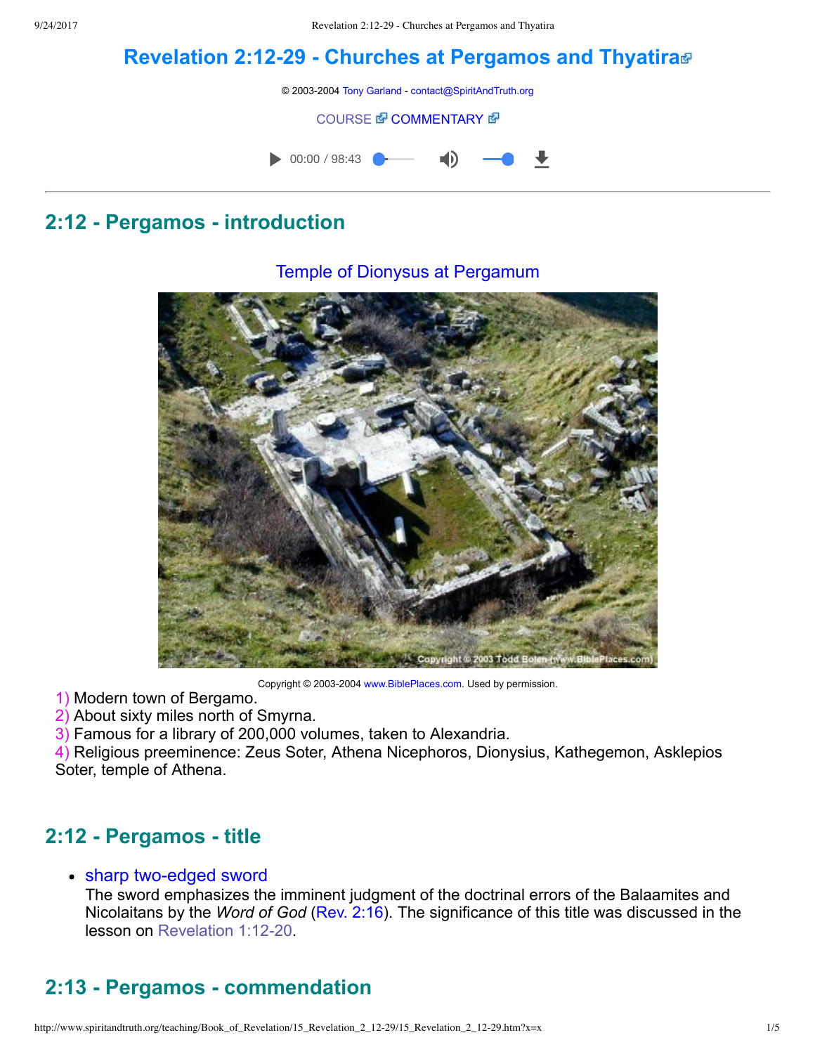# Revelation 2:12-29 - Churches at Pergamos and Thyatira

© 2003-2004 Tony Garland - contact@SpiritAndTruth.org

COURSE COMMENTARY

00:00 / 98:43

## 2:12 - Pergamos - introduction

Temple of Dionysus at Pergamum

Copyright © 2003-2004 www.BiblePlaces.com. Used by permission.

1) Modern town of Bergamo.
2) About sixty miles north of Smyrna.
3) Famous for a library of 200,000 volumes, taken to Alexandria.
4) Religious preeminence: Zeus Soter, Athena Nicephoros, Dionysius, Kathegemon, Asklepios Soter, temple of Athena.

## 2:12 - Pergamos - title

- sharp two-edged sword
  The sword emphasizes the imminent judgment of the doctrinal errors of the Balaamites and Nicolaitans by the *Word of God* (Rev. 2:16). The significance of this title was discussed in the lesson on Revelation 1:12-20.

## 2:13 - Pergamos - commendation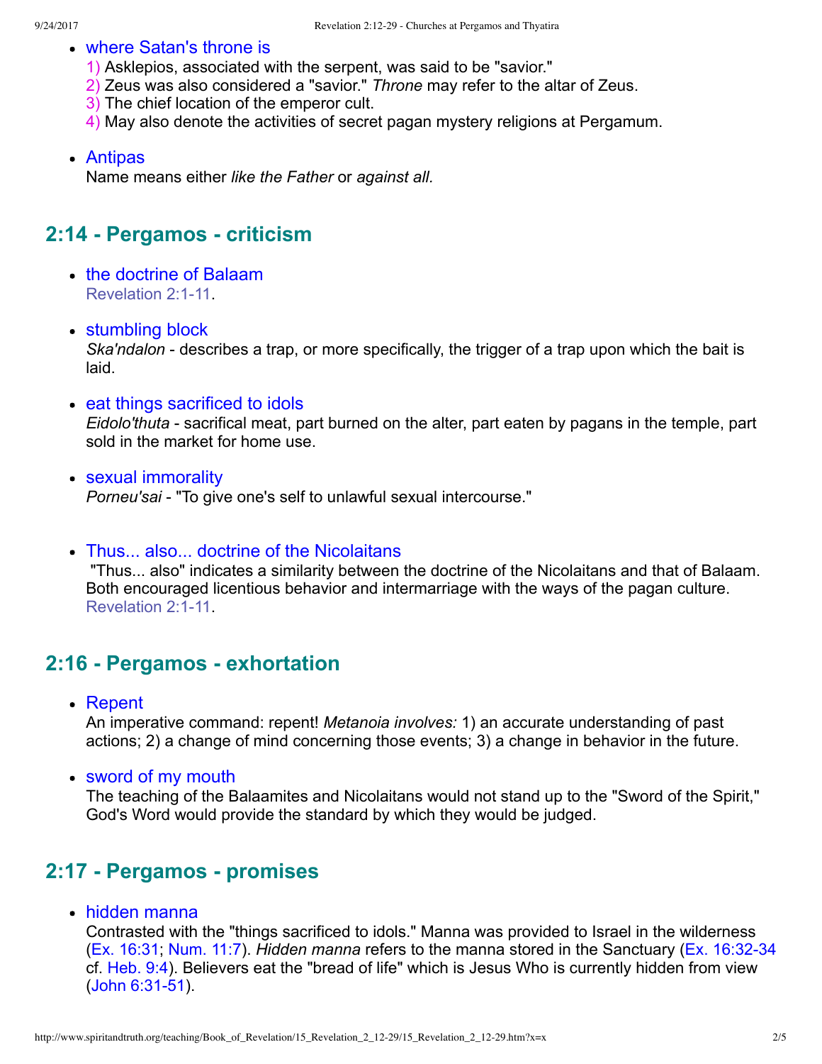- where Satan's throne is
  1) Asklepios, associated with the serpent, was said to be "savior."
  2) Zeus was also considered a "savior." *Throne* may refer to the altar of Zeus.
  3) The chief location of the emperor cult.
  4) May also denote the activities of secret pagan mystery religions at Pergamum.

- Antipas
  Name means either *like the Father* or *against all.*

## 2:14 - Pergamos - criticism

- the doctrine of Balaam
  Revelation 2:1-11.

- stumbling block
  *Ska'ndalon* - describes a trap, or more specifically, the trigger of a trap upon which the bait is laid.

- eat things sacrificed to idols
  *Eidolo'thuta* - sacrifical meat, part burned on the alter, part eaten by pagans in the temple, part sold in the market for home use.

- sexual immorality
  *Porneu'sai* - "To give one's self to unlawful sexual intercourse."

- Thus... also... doctrine of the Nicolaitans
  "Thus... also" indicates a similarity between the doctrine of the Nicolaitans and that of Balaam. Both encouraged licentious behavior and intermarriage with the ways of the pagan culture. Revelation 2:1-11.

## 2:16 - Pergamos - exhortation

- Repent
  An imperative command: repent! *Metanoia involves:* 1) an accurate understanding of past actions; 2) a change of mind concerning those events; 3) a change in behavior in the future.

- sword of my mouth
  The teaching of the Balaamites and Nicolaitans would not stand up to the "Sword of the Spirit," God's Word would provide the standard by which they would be judged.

## 2:17 - Pergamos - promises

- hidden manna
  Contrasted with the "things sacrificed to idols." Manna was provided to Israel in the wilderness (Ex. 16:31; Num. 11:7). *Hidden manna* refers to the manna stored in the Sanctuary (Ex. 16:32-34 cf. Heb. 9:4). Believers eat the "bread of life" which is Jesus Who is currently hidden from view (John 6:31-51).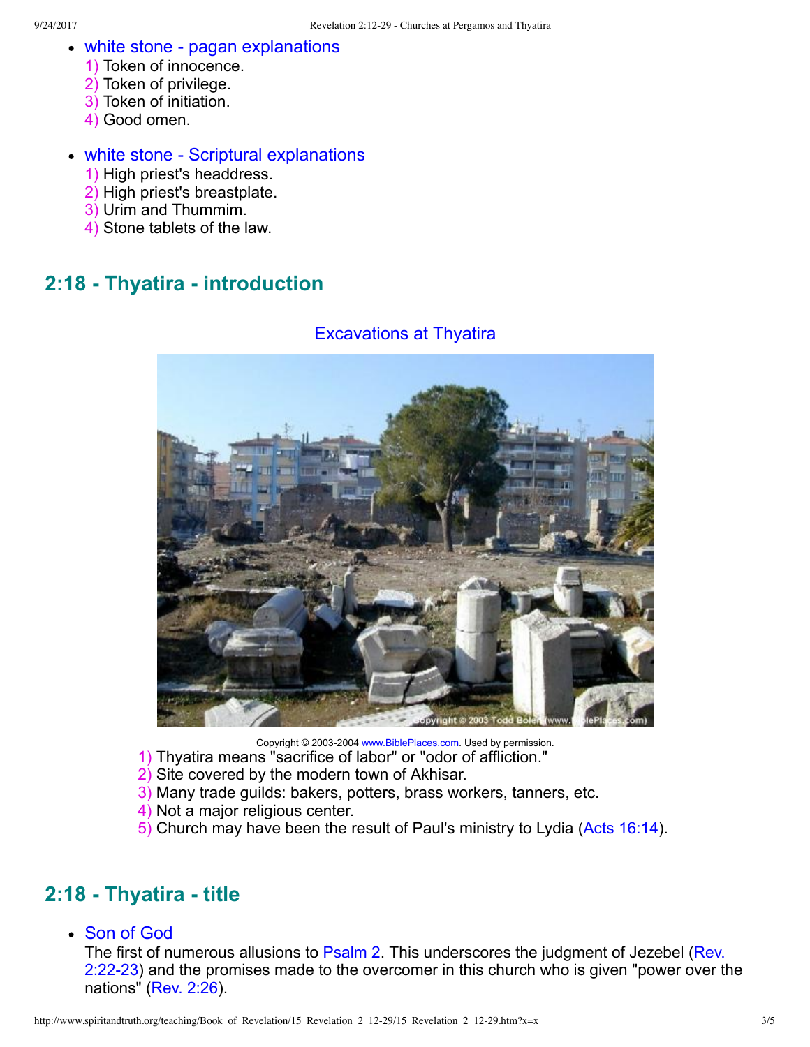- white stone - pagan explanations
  1) Token of innocence.
  2) Token of privilege.
  3) Token of initiation.
  4) Good omen.

- white stone - Scriptural explanations
  1) High priest's headdress.
  2) High priest's breastplate.
  3) Urim and Thummim.
  4) Stone tablets of the law.

## 2:18 - Thyatira - introduction

Excavations at Thyatira

Copyright © 2003-2004 www.BiblePlaces.com. Used by permission.

1) Thyatira means "sacrifice of labor" or "odor of affliction."
2) Site covered by the modern town of Akhisar.
3) Many trade guilds: bakers, potters, brass workers, tanners, etc.
4) Not a major religious center.
5) Church may have been the result of Paul's ministry to Lydia (Acts 16:14).

## 2:18 - Thyatira - title

- Son of God
  The first of numerous allusions to Psalm 2. This underscores the judgment of Jezebel (Rev. 2:22-23) and the promises made to the overcomer in this church who is given "power over the nations" (Rev. 2:26).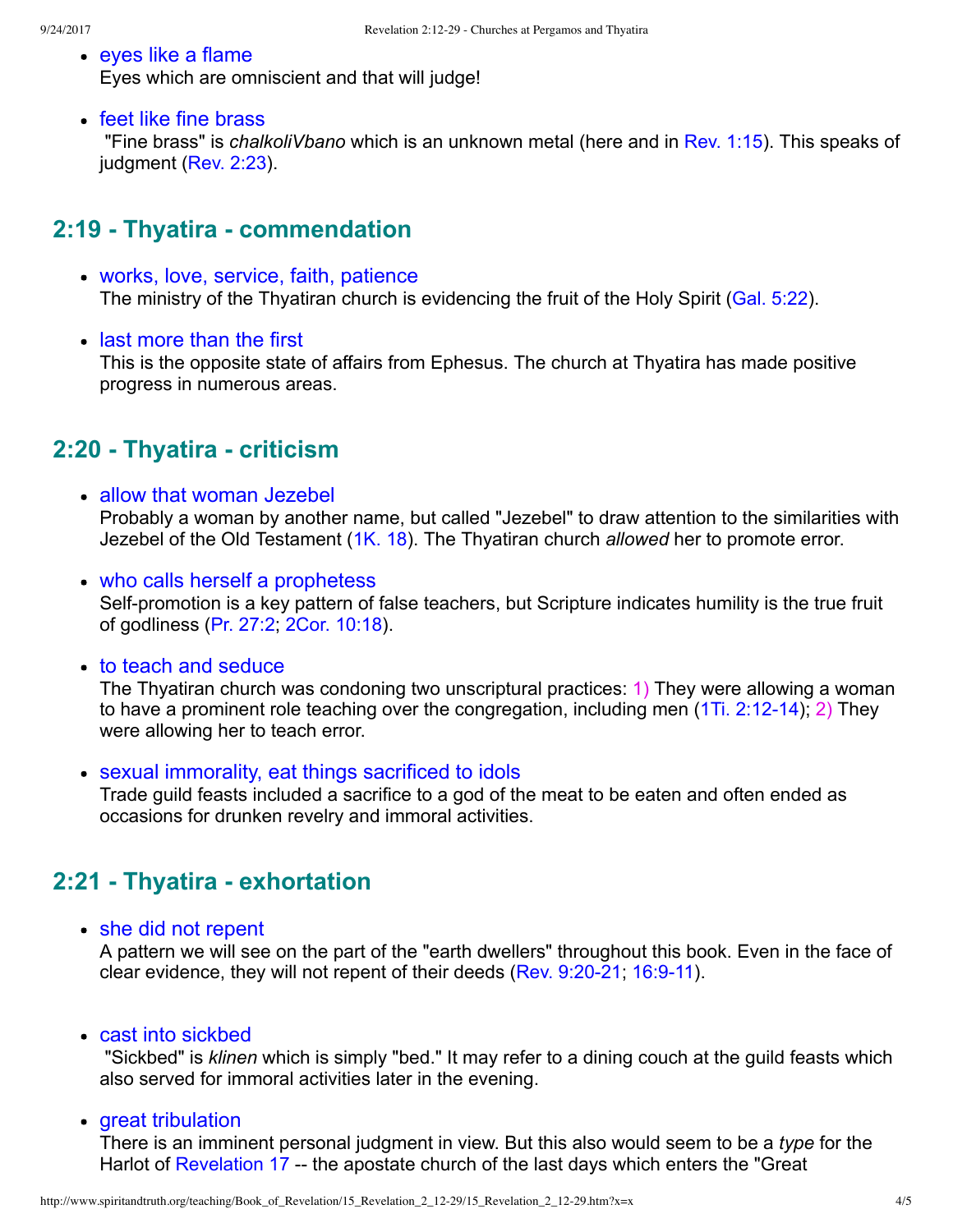- eyes like a flame
  Eyes which are omniscient and that will judge!

- feet like fine brass
  "Fine brass" is *chalkoliVbano* which is an unknown metal (here and in Rev. 1:15). This speaks of judgment (Rev. 2:23).

## 2:19 - Thyatira - commendation

- works, love, service, faith, patience
  The ministry of the Thyatiran church is evidencing the fruit of the Holy Spirit (Gal. 5:22).

- last more than the first
  This is the opposite state of affairs from Ephesus. The church at Thyatira has made positive progress in numerous areas.

## 2:20 - Thyatira - criticism

- allow that woman Jezebel
  Probably a woman by another name, but called "Jezebel" to draw attention to the similarities with Jezebel of the Old Testament (1K. 18). The Thyatiran church *allowed* her to promote error.

- who calls herself a prophetess
  Self-promotion is a key pattern of false teachers, but Scripture indicates humility is the true fruit of godliness (Pr. 27:2; 2Cor. 10:18).

- to teach and seduce
  The Thyatiran church was condoning two unscriptural practices: 1) They were allowing a woman to have a prominent role teaching over the congregation, including men (1Ti. 2:12-14); 2) They were allowing her to teach error.

- sexual immorality, eat things sacrificed to idols
  Trade guild feasts included a sacrifice to a god of the meat to be eaten and often ended as occasions for drunken revelry and immoral activities.

## 2:21 - Thyatira - exhortation

- she did not repent
  A pattern we will see on the part of the "earth dwellers" throughout this book. Even in the face of clear evidence, they will not repent of their deeds (Rev. 9:20-21; 16:9-11).

- cast into sickbed
  "Sickbed" is *klinen* which is simply "bed." It may refer to a dining couch at the guild feasts which also served for immoral activities later in the evening.

- great tribulation
  There is an imminent personal judgment in view. But this also would seem to be a *type* for the Harlot of Revelation 17 -- the apostate church of the last days which enters the "Great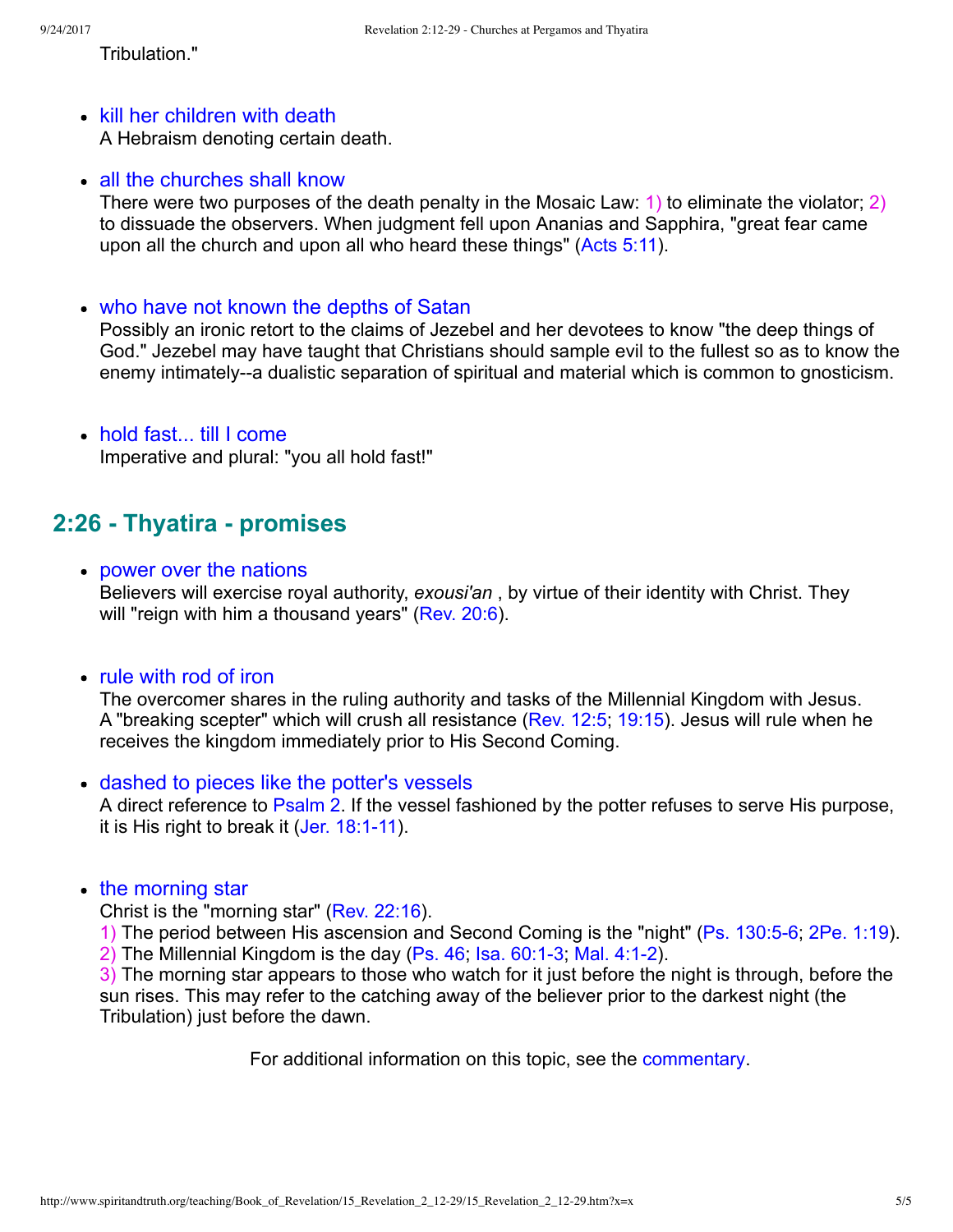Tribulation."

- kill her children with death
  A Hebraism denoting certain death.

- all the churches shall know
  There were two purposes of the death penalty in the Mosaic Law: 1) to eliminate the violator; 2) to dissuade the observers. When judgment fell upon Ananias and Sapphira, "great fear came upon all the church and upon all who heard these things" (Acts 5:11).

- who have not known the depths of Satan
  Possibly an ironic retort to the claims of Jezebel and her devotees to know "the deep things of God." Jezebel may have taught that Christians should sample evil to the fullest so as to know the enemy intimately--a dualistic separation of spiritual and material which is common to gnosticism.

- hold fast... till I come
  Imperative and plural: "you all hold fast!"

## 2:26 - Thyatira - promises

- power over the nations
  Believers will exercise royal authority, *exousi'an* , by virtue of their identity with Christ. They will "reign with him a thousand years" (Rev. 20:6).

- rule with rod of iron
  The overcomer shares in the ruling authority and tasks of the Millennial Kingdom with Jesus. A "breaking scepter" which will crush all resistance (Rev. 12:5; 19:15). Jesus will rule when he receives the kingdom immediately prior to His Second Coming.

- dashed to pieces like the potter's vessels
  A direct reference to Psalm 2. If the vessel fashioned by the potter refuses to serve His purpose, it is His right to break it (Jer. 18:1-11).

- the morning star
  Christ is the "morning star" (Rev. 22:16).
  1) The period between His ascension and Second Coming is the "night" (Ps. 130:5-6; 2Pe. 1:19).
  2) The Millennial Kingdom is the day (Ps. 46; Isa. 60:1-3; Mal. 4:1-2).
  3) The morning star appears to those who watch for it just before the night is through, before the sun rises. This may refer to the catching away of the believer prior to the darkest night (the Tribulation) just before the dawn.

For additional information on this topic, see the commentary.